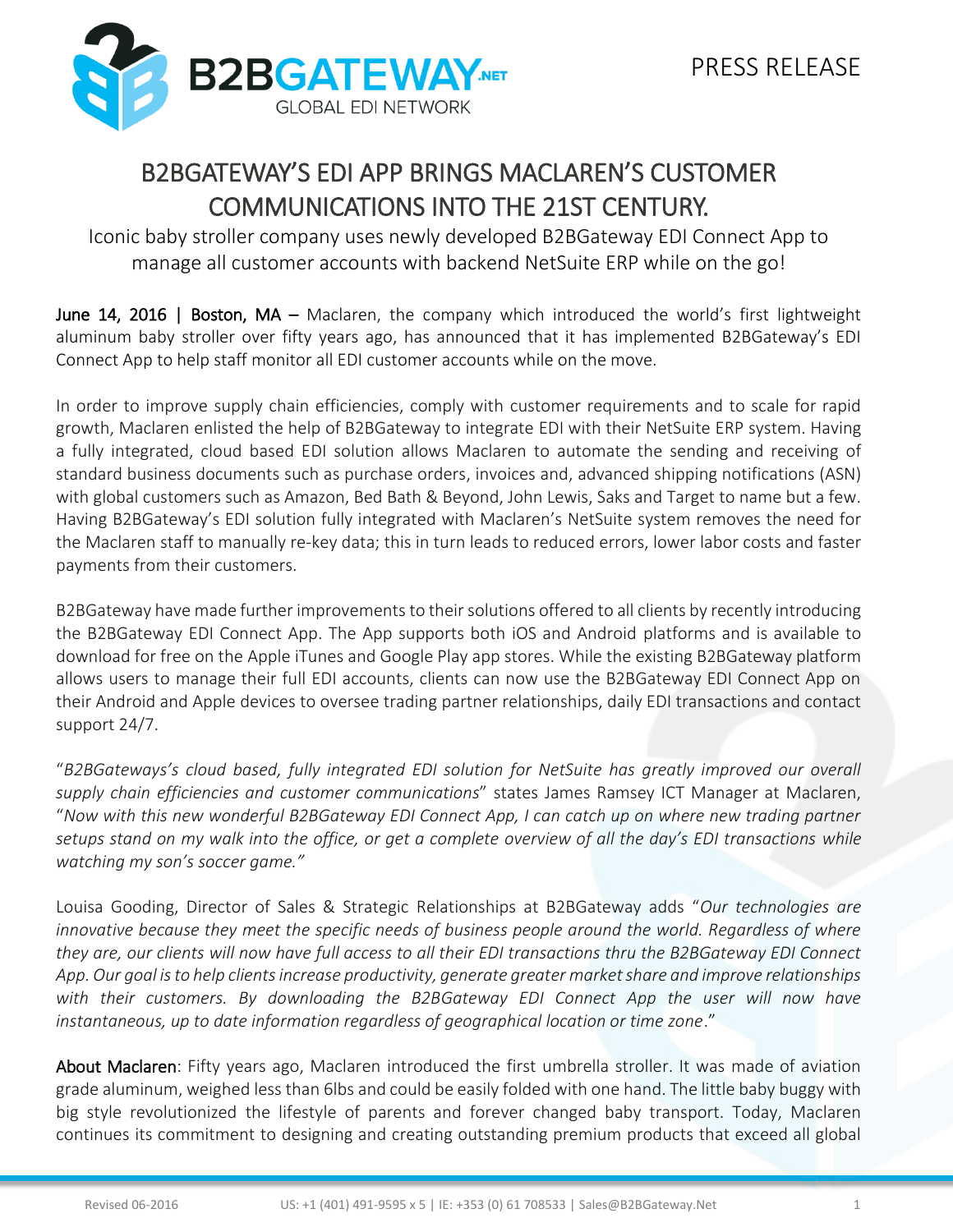PRESS RELEASE

# B2BGATEWAY'S EDI APP BRINGS MACLAREN'S CUSTOMER COMMUNICATIONS INTO THE 21ST CENTURY.

Iconic baby stroller company uses newly developed B2BGateway EDI Connect App to manage all customer accounts with backend NetSuite ERP while on the go!

**June 14, 2016 | Boston, MA –** Maclaren, the company which introduced the world's first lightweight aluminum baby stroller over fifty years ago, has announced that it has implemented B2BGateway's EDI Connect App to help staff monitor all EDI customer accounts while on the move.

In order to improve supply chain efficiencies, comply with customer requirements and to scale for rapid growth, Maclaren enlisted the help of B2BGateway to integrate EDI with their NetSuite ERP system. Having a fully integrated, cloud based EDI solution allows Maclaren to automate the sending and receiving of standard business documents such as purchase orders, invoices and, advanced shipping notifications (ASN) with global customers such as Amazon, Bed Bath & Beyond, John Lewis, Saks and Target to name but a few. Having B2BGateway's EDI solution fully integrated with Maclaren's NetSuite system removes the need for the Maclaren staff to manually re-key data; this in turn leads to reduced errors, lower labor costs and faster payments from their customers.

B2BGateway have made further improvements to their solutions offered to all clients by recently introducing the B2BGateway EDI Connect App. The App supports both iOS and Android platforms and is available to download for free on the Apple iTunes and Google Play app stores. While the existing B2BGateway platform allows users to manage their full EDI accounts, clients can now use the B2BGateway EDI Connect App on their Android and Apple devices to oversee trading partner relationships, daily EDI transactions and contact support 24/7.

"*B2BGateways's cloud based, fully integrated EDI solution for NetSuite has greatly improved our overall supply chain efficiencies and customer communications*" states James Ramsey ICT Manager at Maclaren, "*Now with this new wonderful B2BGateway EDI Connect App, I can catch up on where new trading partner setups stand on my walk into the office, or get a complete overview of all the day's EDI transactions while watching my son's soccer game."*

Louisa Gooding, Director of Sales & Strategic Relationships at B2BGateway adds "*Our technologies are innovative because they meet the specific needs of business people around the world. Regardless of where they are, our clients will now have full access to all their EDI transactions thru the B2BGateway EDI Connect App. Our goal is to help clients increase productivity, generate greater market share and improve relationships with their customers. By downloading the B2BGateway EDI Connect App the user will now have instantaneous, up to date information regardless of geographical location or time zone*."

**About Maclaren**: Fifty years ago, Maclaren introduced the first umbrella stroller. It was made of aviation grade aluminum, weighed less than 6lbs and could be easily folded with one hand. The little baby buggy with big style revolutionized the lifestyle of parents and forever changed baby transport. Today, Maclaren continues its commitment to designing and creating outstanding premium products that exceed all global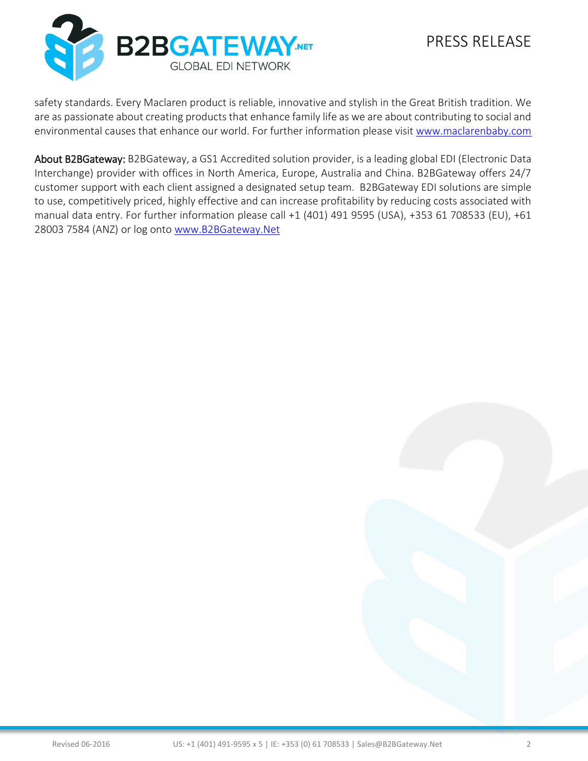safety standards. Every Maclaren product is reliable, innovative and stylish in the Great British tradition. We are as passionate about creating products that enhance family life as we are about contributing to social and environmental causes that enhance our world. For further information please visit [www.maclarenbaby.com](http://www.maclarenbaby.com)

**About B2BGateway:** B2BGateway, a GS1 Accredited solution provider, is a leading global EDI (Electronic Data Interchange) provider with offices in North America, Europe, Australia and China. B2BGateway offers 24/7 customer support with each client assigned a designated setup team. B2BGateway EDI solutions are simple to use, competitively priced, highly effective and can increase profitability by reducing costs associated with manual data entry. For further information please call +1 (401) 491 9595 (USA), +353 61 708533 (EU), +61 28003 7584 (ANZ) or log onto [www.B2BGateway.Net](http://www.B2BGateway.Net)